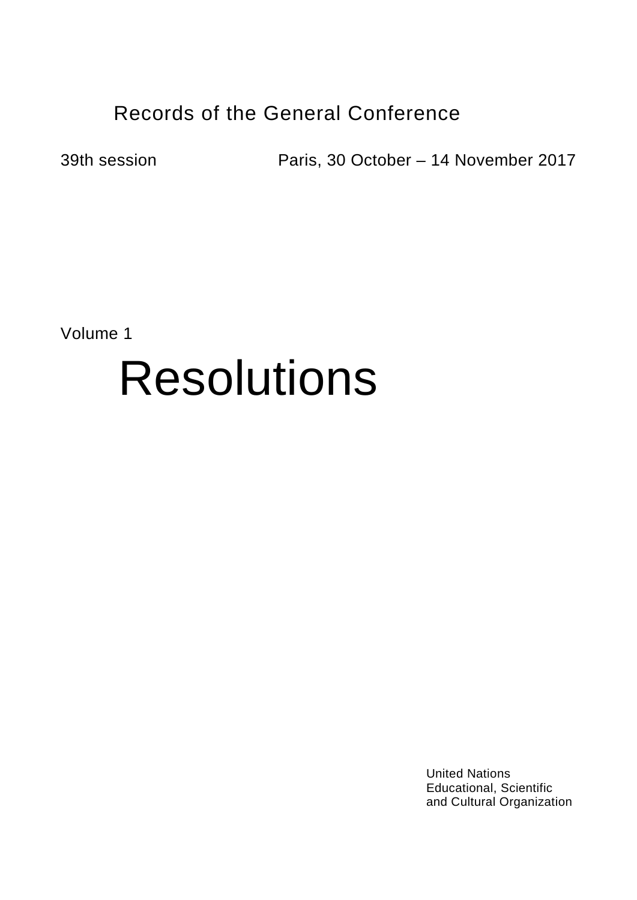Records of the General Conference

39th session Paris, 30 October – 14 November 2017

Volume 1

# Resolutions

United Nations
Educational, Scientific
and Cultural Organization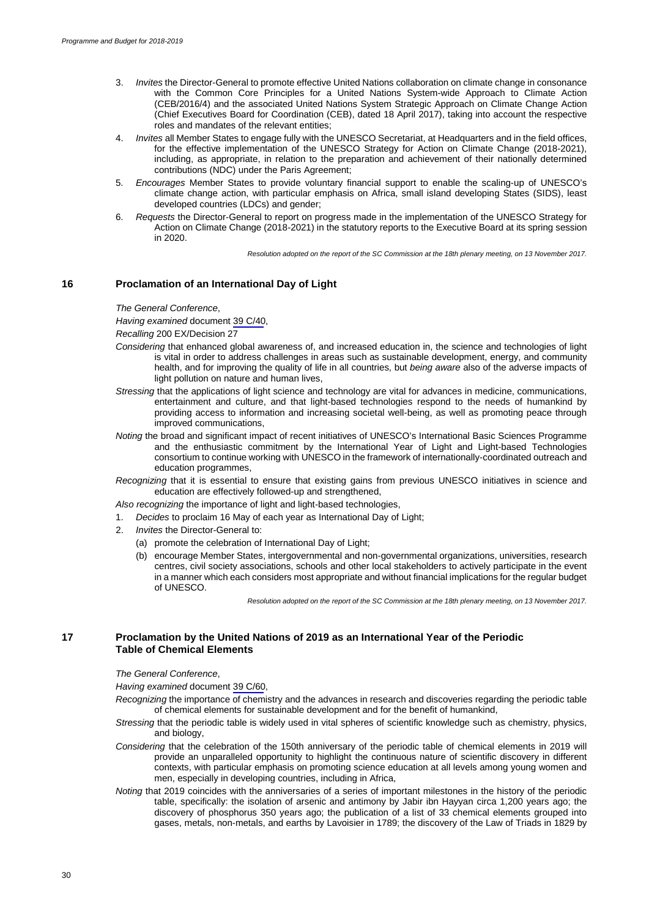3. *Invites* the Director-General to promote effective United Nations collaboration on climate change in consonance with the Common Core Principles for a United Nations System-wide Approach to Climate Action (CEB/2016/4) and the associated United Nations System Strategic Approach on Climate Change Action (Chief Executives Board for Coordination (CEB), dated 18 April 2017), taking into account the respective roles and mandates of the relevant entities;
4. *Invites* all Member States to engage fully with the UNESCO Secretariat, at Headquarters and in the field offices, for the effective implementation of the UNESCO Strategy for Action on Climate Change (2018-2021), including, as appropriate, in relation to the preparation and achievement of their nationally determined contributions (NDC) under the Paris Agreement;
5. *Encourages* Member States to provide voluntary financial support to enable the scaling-up of UNESCO's climate change action, with particular emphasis on Africa, small island developing States (SIDS), least developed countries (LDCs) and gender;
6. *Requests* the Director-General to report on progress made in the implementation of the UNESCO Strategy for Action on Climate Change (2018-2021) in the statutory reports to the Executive Board at its spring session in 2020.

*Resolution adopted on the report of the SC Commission at the 18th plenary meeting, on 13 November 2017.*

## 16 Proclamation of an International Day of Light

*The General Conference*,

*Having examined* document 39 C/40,

*Recalling* 200 EX/Decision 27

*Considering* that enhanced global awareness of, and increased education in, the science and technologies of light is vital in order to address challenges in areas such as sustainable development, energy, and community health, and for improving the quality of life in all countries, but *being aware* also of the adverse impacts of light pollution on nature and human lives,

*Stressing* that the applications of light science and technology are vital for advances in medicine, communications, entertainment and culture, and that light-based technologies respond to the needs of humankind by providing access to information and increasing societal well-being, as well as promoting peace through improved communications,

*Noting* the broad and significant impact of recent initiatives of UNESCO's International Basic Sciences Programme and the enthusiastic commitment by the International Year of Light and Light-based Technologies consortium to continue working with UNESCO in the framework of internationally-coordinated outreach and education programmes,

*Recognizing* that it is essential to ensure that existing gains from previous UNESCO initiatives in science and education are effectively followed-up and strengthened,

*Also recognizing* the importance of light and light-based technologies,

1. *Decides* to proclaim 16 May of each year as International Day of Light;
2. *Invites* the Director-General to:
   (a) promote the celebration of International Day of Light;
   (b) encourage Member States, intergovernmental and non-governmental organizations, universities, research centres, civil society associations, schools and other local stakeholders to actively participate in the event in a manner which each considers most appropriate and without financial implications for the regular budget of UNESCO.

*Resolution adopted on the report of the SC Commission at the 18th plenary meeting, on 13 November 2017.*

## 17 Proclamation by the United Nations of 2019 as an International Year of the Periodic Table of Chemical Elements

*The General Conference*,

*Having examined* document 39 C/60,

*Recognizing* the importance of chemistry and the advances in research and discoveries regarding the periodic table of chemical elements for sustainable development and for the benefit of humankind,

*Stressing* that the periodic table is widely used in vital spheres of scientific knowledge such as chemistry, physics, and biology,

*Considering* that the celebration of the 150th anniversary of the periodic table of chemical elements in 2019 will provide an unparalleled opportunity to highlight the continuous nature of scientific discovery in different contexts, with particular emphasis on promoting science education at all levels among young women and men, especially in developing countries, including in Africa,

*Noting* that 2019 coincides with the anniversaries of a series of important milestones in the history of the periodic table, specifically: the isolation of arsenic and antimony by Jabir ibn Hayyan circa 1,200 years ago; the discovery of phosphorus 350 years ago; the publication of a list of 33 chemical elements grouped into gases, metals, non-metals, and earths by Lavoisier in 1789; the discovery of the Law of Triads in 1829 by